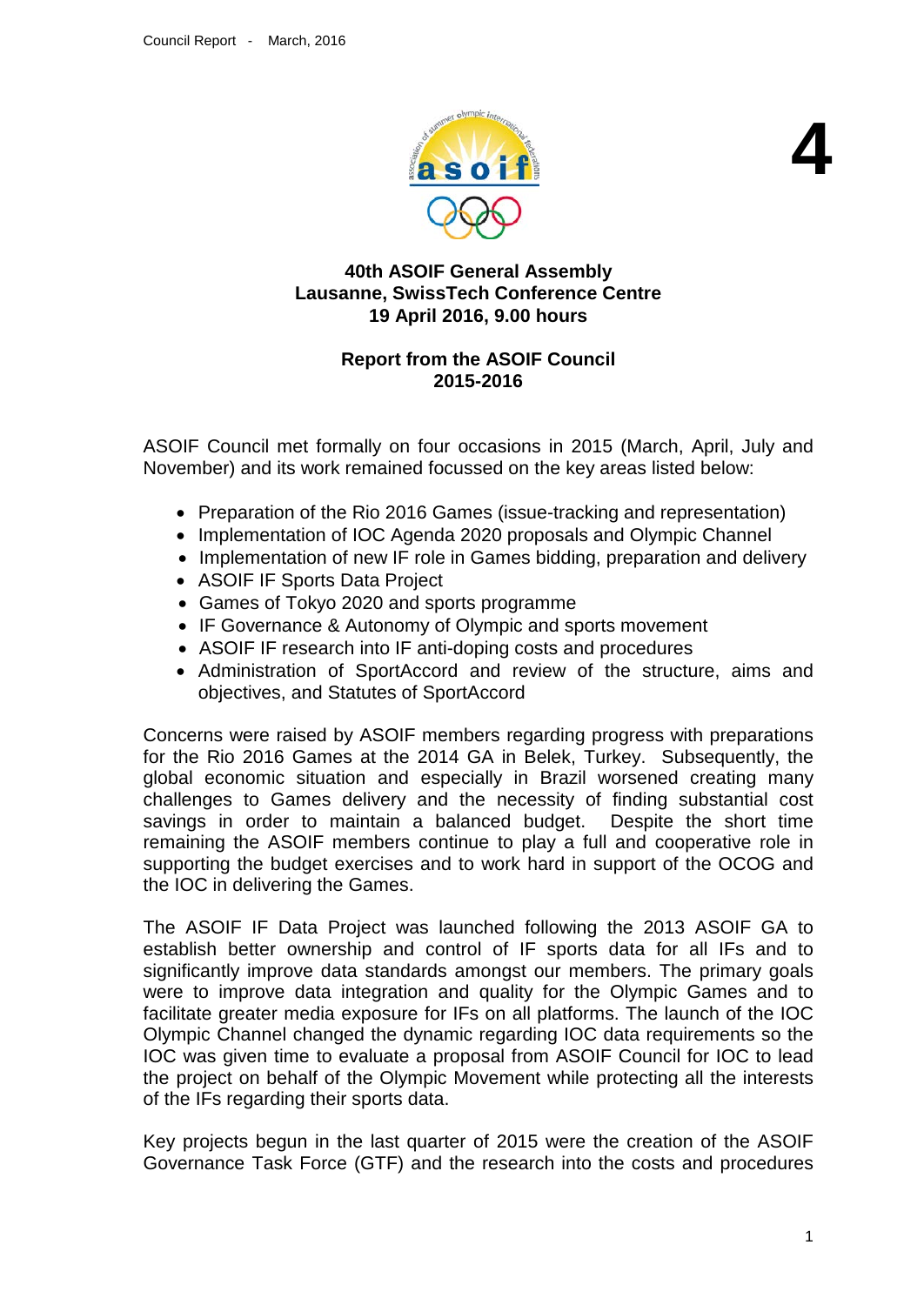4

## 40th ASOIF General Assembly
## Lausanne, SwissTech Conference Centre
## 19 April 2016, 9.00 hours

## Report from the ASOIF Council
## 2015-2016

ASOIF Council met formally on four occasions in 2015 (March, April, July and November) and its work remained focussed on the key areas listed below:

- Preparation of the Rio 2016 Games (issue-tracking and representation)
- Implementation of IOC Agenda 2020 proposals and Olympic Channel
- Implementation of new IF role in Games bidding, preparation and delivery
- ASOIF IF Sports Data Project
- Games of Tokyo 2020 and sports programme
- IF Governance & Autonomy of Olympic and sports movement
- ASOIF IF research into IF anti-doping costs and procedures
- Administration of SportAccord and review of the structure, aims and objectives, and Statutes of SportAccord

Concerns were raised by ASOIF members regarding progress with preparations for the Rio 2016 Games at the 2014 GA in Belek, Turkey. Subsequently, the global economic situation and especially in Brazil worsened creating many challenges to Games delivery and the necessity of finding substantial cost savings in order to maintain a balanced budget. Despite the short time remaining the ASOIF members continue to play a full and cooperative role in supporting the budget exercises and to work hard in support of the OCOG and the IOC in delivering the Games.

The ASOIF IF Data Project was launched following the 2013 ASOIF GA to establish better ownership and control of IF sports data for all IFs and to significantly improve data standards amongst our members. The primary goals were to improve data integration and quality for the Olympic Games and to facilitate greater media exposure for IFs on all platforms. The launch of the IOC Olympic Channel changed the dynamic regarding IOC data requirements so the IOC was given time to evaluate a proposal from ASOIF Council for IOC to lead the project on behalf of the Olympic Movement while protecting all the interests of the IFs regarding their sports data.

Key projects begun in the last quarter of 2015 were the creation of the ASOIF Governance Task Force (GTF) and the research into the costs and procedures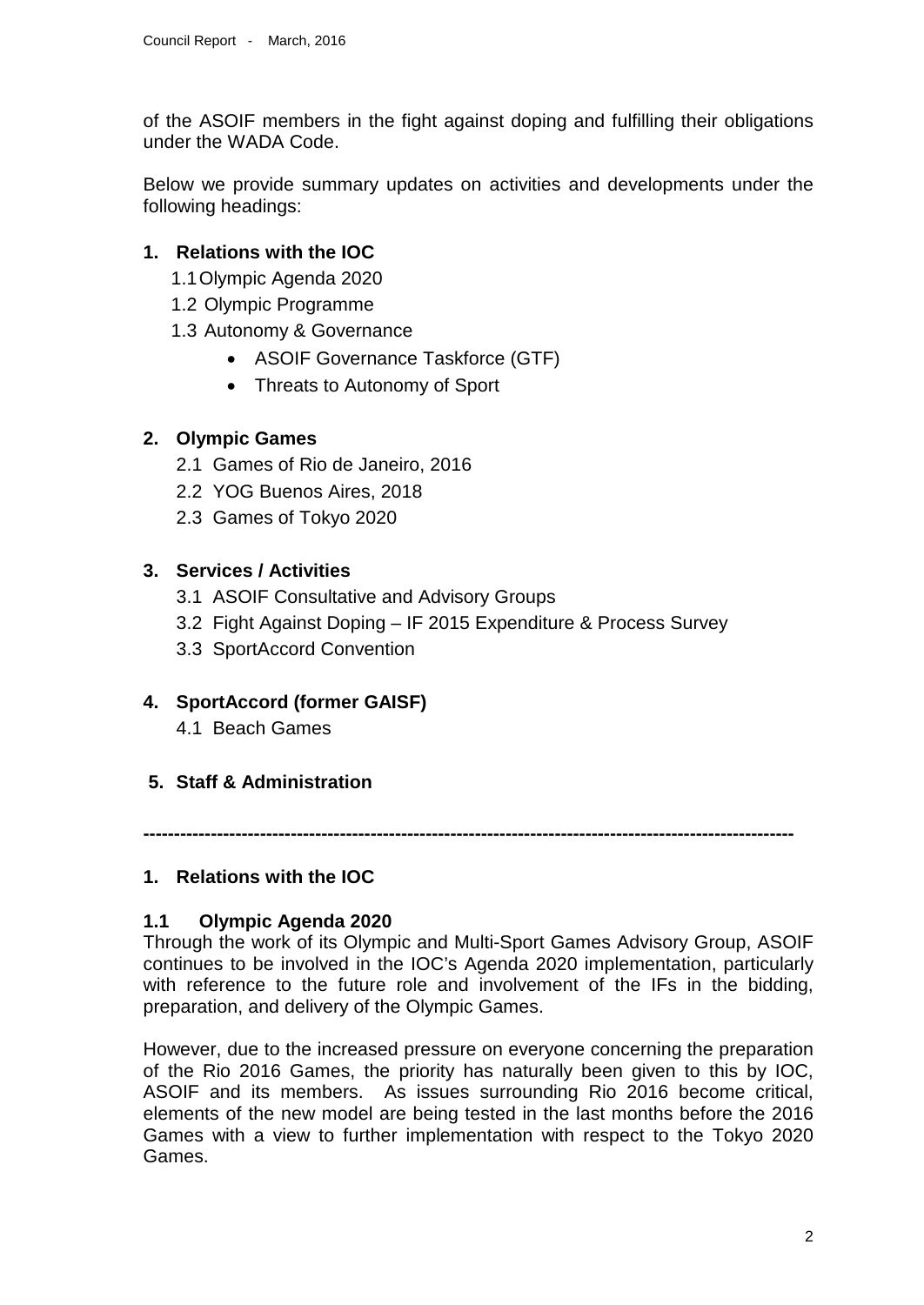of the ASOIF members in the fight against doping and fulfilling their obligations under the WADA Code.

Below we provide summary updates on activities and developments under the following headings:

**1. Relations with the IOC**

1.1 Olympic Agenda 2020

1.2 Olympic Programme

1.3 Autonomy & Governance

- ASOIF Governance Taskforce (GTF)
- Threats to Autonomy of Sport

**2. Olympic Games**

2.1 Games of Rio de Janeiro, 2016

2.2 YOG Buenos Aires, 2018

2.3 Games of Tokyo 2020

**3. Services / Activities**

3.1 ASOIF Consultative and Advisory Groups

3.2 Fight Against Doping – IF 2015 Expenditure & Process Survey

3.3 SportAccord Convention

**4. SportAccord (former GAISF)**

4.1 Beach Games

**5. Staff & Administration**

---

## 1. Relations with the IOC

### 1.1 Olympic Agenda 2020

Through the work of its Olympic and Multi-Sport Games Advisory Group, ASOIF continues to be involved in the IOC's Agenda 2020 implementation, particularly with reference to the future role and involvement of the IFs in the bidding, preparation, and delivery of the Olympic Games.

However, due to the increased pressure on everyone concerning the preparation of the Rio 2016 Games, the priority has naturally been given to this by IOC, ASOIF and its members. As issues surrounding Rio 2016 become critical, elements of the new model are being tested in the last months before the 2016 Games with a view to further implementation with respect to the Tokyo 2020 Games.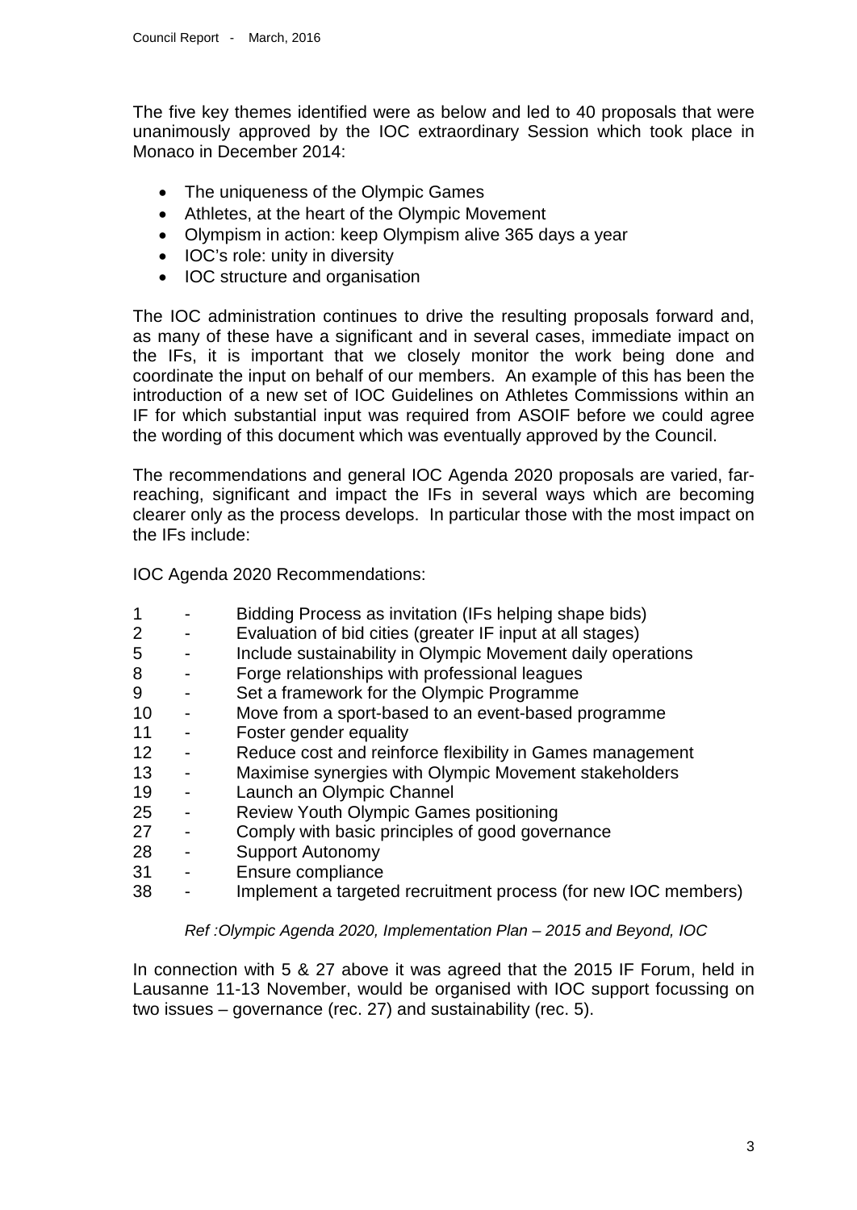The five key themes identified were as below and led to 40 proposals that were unanimously approved by the IOC extraordinary Session which took place in Monaco in December 2014:

- The uniqueness of the Olympic Games
- Athletes, at the heart of the Olympic Movement
- Olympism in action: keep Olympism alive 365 days a year
- IOC's role: unity in diversity
- IOC structure and organisation

The IOC administration continues to drive the resulting proposals forward and, as many of these have a significant and in several cases, immediate impact on the IFs, it is important that we closely monitor the work being done and coordinate the input on behalf of our members. An example of this has been the introduction of a new set of IOC Guidelines on Athletes Commissions within an IF for which substantial input was required from ASOIF before we could agree the wording of this document which was eventually approved by the Council.

The recommendations and general IOC Agenda 2020 proposals are varied, far-reaching, significant and impact the IFs in several ways which are becoming clearer only as the process develops. In particular those with the most impact on the IFs include:

IOC Agenda 2020 Recommendations:

1 - Bidding Process as invitation (IFs helping shape bids)
2 - Evaluation of bid cities (greater IF input at all stages)
5 - Include sustainability in Olympic Movement daily operations
8 - Forge relationships with professional leagues
9 - Set a framework for the Olympic Programme
10 - Move from a sport-based to an event-based programme
11 - Foster gender equality
12 - Reduce cost and reinforce flexibility in Games management
13 - Maximise synergies with Olympic Movement stakeholders
19 - Launch an Olympic Channel
25 - Review Youth Olympic Games positioning
27 - Comply with basic principles of good governance
28 - Support Autonomy
31 - Ensure compliance
38 - Implement a targeted recruitment process (for new IOC members)

*Ref :Olympic Agenda 2020, Implementation Plan – 2015 and Beyond, IOC*

In connection with 5 & 27 above it was agreed that the 2015 IF Forum, held in Lausanne 11-13 November, would be organised with IOC support focussing on two issues – governance (rec. 27) and sustainability (rec. 5).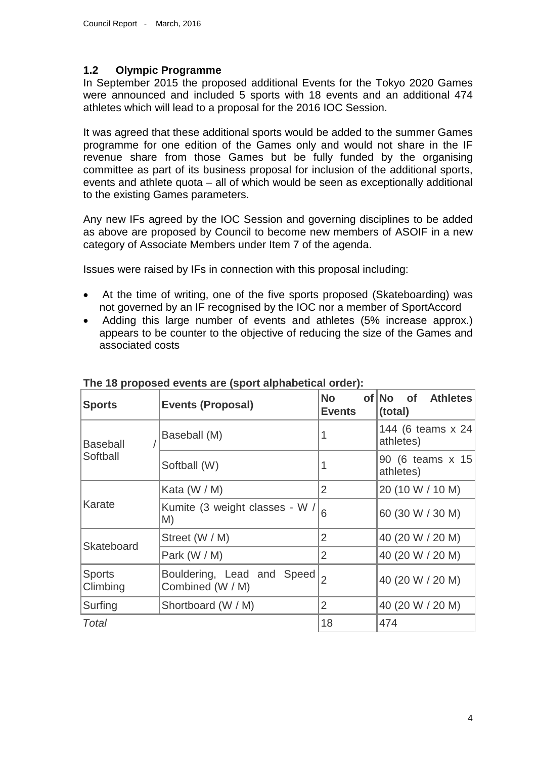## 1.2 Olympic Programme

In September 2015 the proposed additional Events for the Tokyo 2020 Games were announced and included 5 sports with 18 events and an additional 474 athletes which will lead to a proposal for the 2016 IOC Session.

It was agreed that these additional sports would be added to the summer Games programme for one edition of the Games only and would not share in the IF revenue share from those Games but be fully funded by the organising committee as part of its business proposal for inclusion of the additional sports, events and athlete quota – all of which would be seen as exceptionally additional to the existing Games parameters.

Any new IFs agreed by the IOC Session and governing disciplines to be added as above are proposed by Council to become new members of ASOIF in a new category of Associate Members under Item 7 of the agenda.

Issues were raised by IFs in connection with this proposal including:

- At the time of writing, one of the five sports proposed (Skateboarding) was not governed by an IF recognised by the IOC nor a member of SportAccord
- Adding this large number of events and athletes (5% increase approx.) appears to be counter to the objective of reducing the size of the Games and associated costs

**The 18 proposed events are (sport alphabetical order):**

| Sports | Events (Proposal) | No of Events | No of Athletes (total) |
|---|---|---|---|
| Baseball / Softball | Baseball (M) | 1 | 144 (6 teams x 24 athletes) |
| | Softball (W) | 1 | 90 (6 teams x 15 athletes) |
| Karate | Kata (W / M) | 2 | 20 (10 W / 10 M) |
| | Kumite (3 weight classes - W / M) | 6 | 60 (30 W / 30 M) |
| Skateboard | Street (W / M) | 2 | 40 (20 W / 20 M) |
| | Park (W / M) | 2 | 40 (20 W / 20 M) |
| Sports Climbing | Bouldering, Lead and Speed Combined (W / M) | 2 | 40 (20 W / 20 M) |
| Surfing | Shortboard (W / M) | 2 | 40 (20 W / 20 M) |
| *Total* | | 18 | 474 |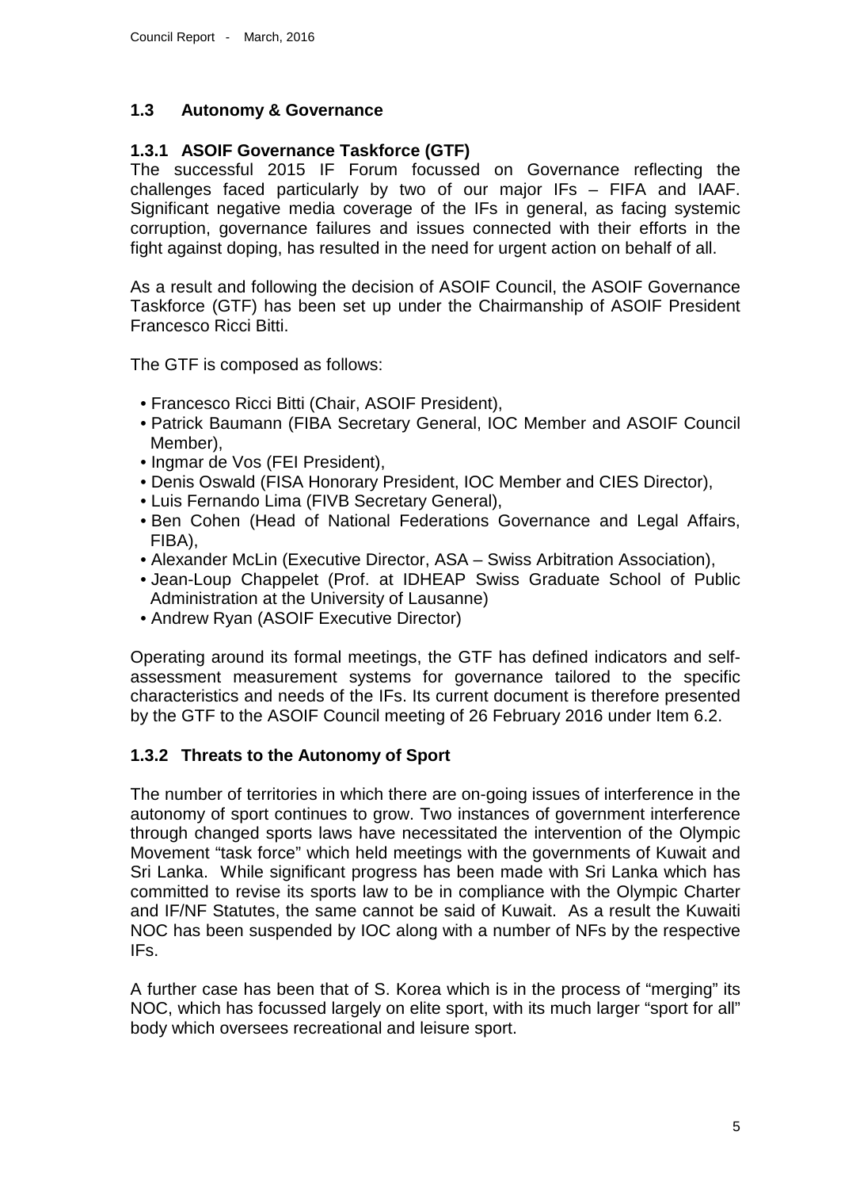## 1.3 Autonomy & Governance

### 1.3.1 ASOIF Governance Taskforce (GTF)

The successful 2015 IF Forum focussed on Governance reflecting the challenges faced particularly by two of our major IFs – FIFA and IAAF. Significant negative media coverage of the IFs in general, as facing systemic corruption, governance failures and issues connected with their efforts in the fight against doping, has resulted in the need for urgent action on behalf of all.

As a result and following the decision of ASOIF Council, the ASOIF Governance Taskforce (GTF) has been set up under the Chairmanship of ASOIF President Francesco Ricci Bitti.

The GTF is composed as follows:

- Francesco Ricci Bitti (Chair, ASOIF President),
- Patrick Baumann (FIBA Secretary General, IOC Member and ASOIF Council Member),
- Ingmar de Vos (FEI President),
- Denis Oswald (FISA Honorary President, IOC Member and CIES Director),
- Luis Fernando Lima (FIVB Secretary General),
- Ben Cohen (Head of National Federations Governance and Legal Affairs, FIBA),
- Alexander McLin (Executive Director, ASA – Swiss Arbitration Association),
- Jean-Loup Chappelet (Prof. at IDHEAP Swiss Graduate School of Public Administration at the University of Lausanne)
- Andrew Ryan (ASOIF Executive Director)

Operating around its formal meetings, the GTF has defined indicators and self-assessment measurement systems for governance tailored to the specific characteristics and needs of the IFs. Its current document is therefore presented by the GTF to the ASOIF Council meeting of 26 February 2016 under Item 6.2.

### 1.3.2 Threats to the Autonomy of Sport

The number of territories in which there are on-going issues of interference in the autonomy of sport continues to grow. Two instances of government interference through changed sports laws have necessitated the intervention of the Olympic Movement "task force" which held meetings with the governments of Kuwait and Sri Lanka. While significant progress has been made with Sri Lanka which has committed to revise its sports law to be in compliance with the Olympic Charter and IF/NF Statutes, the same cannot be said of Kuwait. As a result the Kuwaiti NOC has been suspended by IOC along with a number of NFs by the respective IFs.

A further case has been that of S. Korea which is in the process of "merging" its NOC, which has focussed largely on elite sport, with its much larger "sport for all" body which oversees recreational and leisure sport.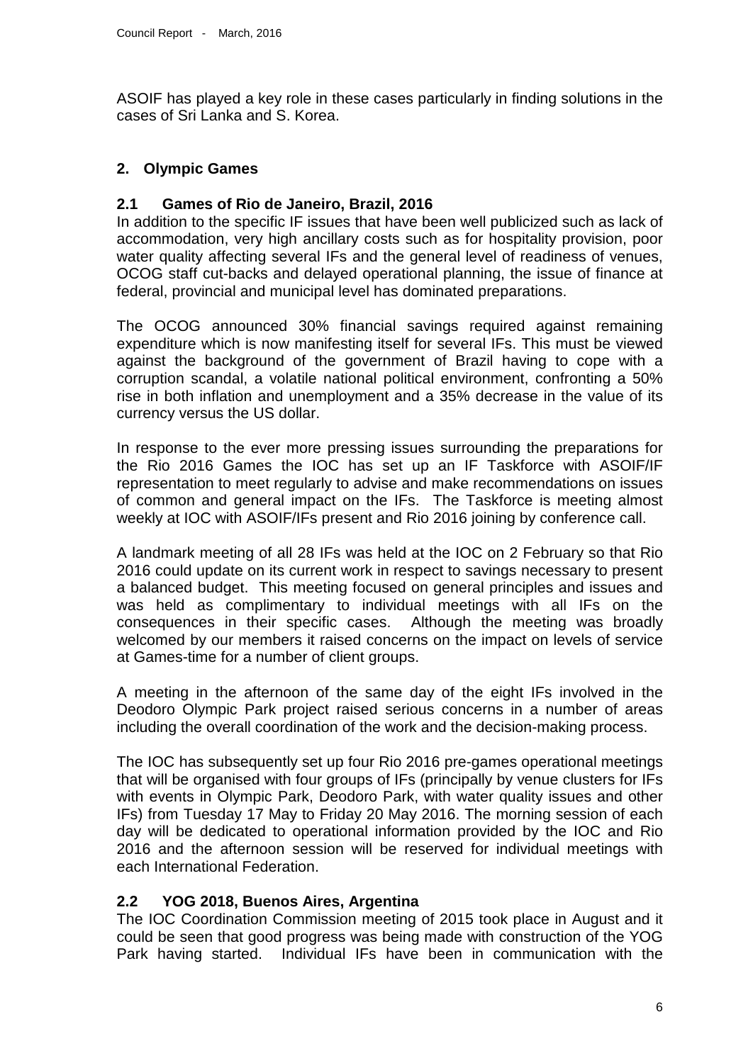ASOIF has played a key role in these cases particularly in finding solutions in the cases of Sri Lanka and S. Korea.

## 2. Olympic Games

### 2.1 Games of Rio de Janeiro, Brazil, 2016

In addition to the specific IF issues that have been well publicized such as lack of accommodation, very high ancillary costs such as for hospitality provision, poor water quality affecting several IFs and the general level of readiness of venues, OCOG staff cut-backs and delayed operational planning, the issue of finance at federal, provincial and municipal level has dominated preparations.

The OCOG announced 30% financial savings required against remaining expenditure which is now manifesting itself for several IFs. This must be viewed against the background of the government of Brazil having to cope with a corruption scandal, a volatile national political environment, confronting a 50% rise in both inflation and unemployment and a 35% decrease in the value of its currency versus the US dollar.

In response to the ever more pressing issues surrounding the preparations for the Rio 2016 Games the IOC has set up an IF Taskforce with ASOIF/IF representation to meet regularly to advise and make recommendations on issues of common and general impact on the IFs. The Taskforce is meeting almost weekly at IOC with ASOIF/IFs present and Rio 2016 joining by conference call.

A landmark meeting of all 28 IFs was held at the IOC on 2 February so that Rio 2016 could update on its current work in respect to savings necessary to present a balanced budget. This meeting focused on general principles and issues and was held as complimentary to individual meetings with all IFs on the consequences in their specific cases. Although the meeting was broadly welcomed by our members it raised concerns on the impact on levels of service at Games-time for a number of client groups.

A meeting in the afternoon of the same day of the eight IFs involved in the Deodoro Olympic Park project raised serious concerns in a number of areas including the overall coordination of the work and the decision-making process.

The IOC has subsequently set up four Rio 2016 pre-games operational meetings that will be organised with four groups of IFs (principally by venue clusters for IFs with events in Olympic Park, Deodoro Park, with water quality issues and other IFs) from Tuesday 17 May to Friday 20 May 2016. The morning session of each day will be dedicated to operational information provided by the IOC and Rio 2016 and the afternoon session will be reserved for individual meetings with each International Federation.

### 2.2 YOG 2018, Buenos Aires, Argentina

The IOC Coordination Commission meeting of 2015 took place in August and it could be seen that good progress was being made with construction of the YOG Park having started. Individual IFs have been in communication with the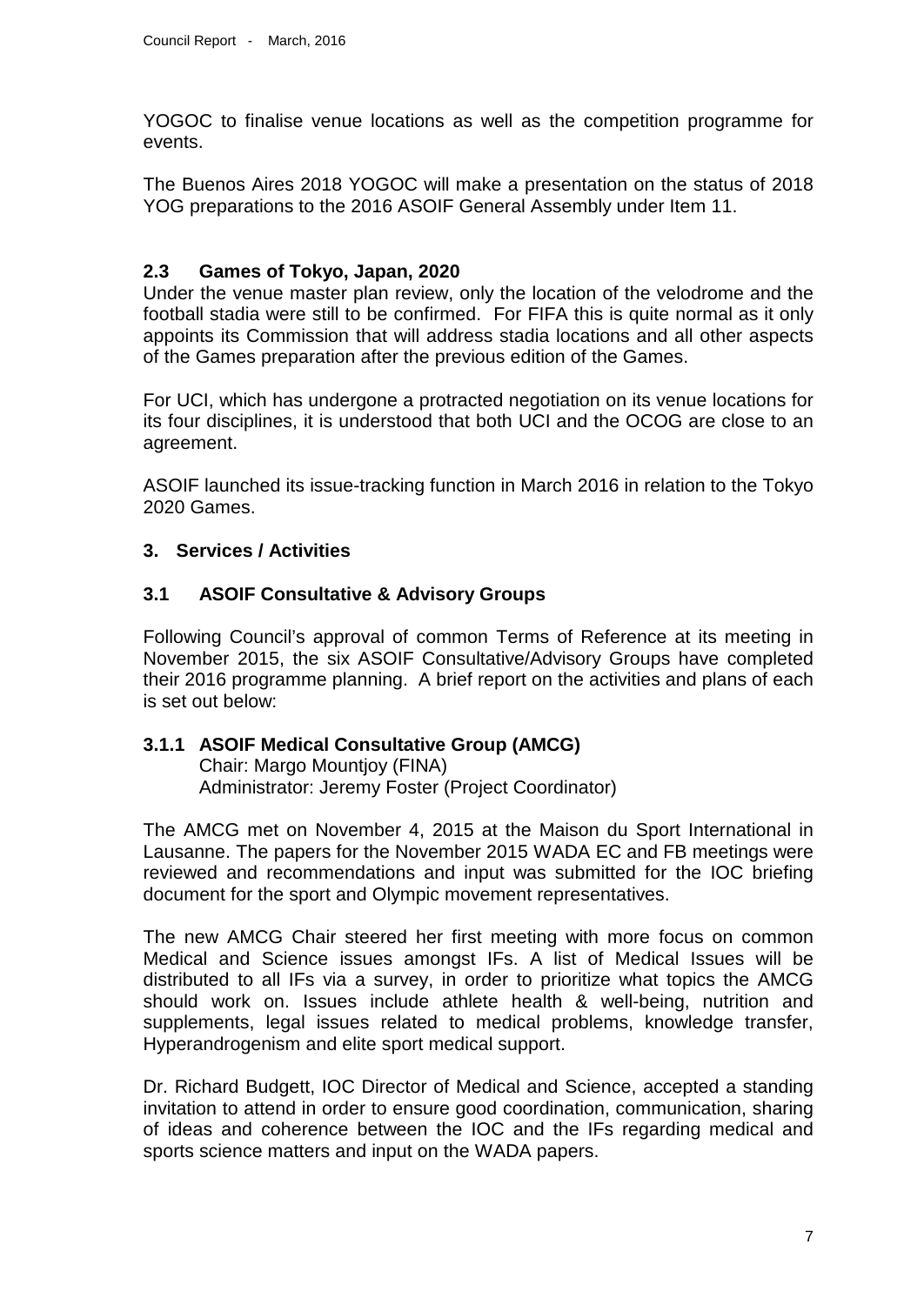YOGOC to finalise venue locations as well as the competition programme for events.

The Buenos Aires 2018 YOGOC will make a presentation on the status of 2018 YOG preparations to the 2016 ASOIF General Assembly under Item 11.

### 2.3 Games of Tokyo, Japan, 2020

Under the venue master plan review, only the location of the velodrome and the football stadia were still to be confirmed. For FIFA this is quite normal as it only appoints its Commission that will address stadia locations and all other aspects of the Games preparation after the previous edition of the Games.

For UCI, which has undergone a protracted negotiation on its venue locations for its four disciplines, it is understood that both UCI and the OCOG are close to an agreement.

ASOIF launched its issue-tracking function in March 2016 in relation to the Tokyo 2020 Games.

## 3. Services / Activities

### 3.1 ASOIF Consultative & Advisory Groups

Following Council's approval of common Terms of Reference at its meeting in November 2015, the six ASOIF Consultative/Advisory Groups have completed their 2016 programme planning. A brief report on the activities and plans of each is set out below:

#### 3.1.1 ASOIF Medical Consultative Group (AMCG)

Chair: Margo Mountjoy (FINA)
Administrator: Jeremy Foster (Project Coordinator)

The AMCG met on November 4, 2015 at the Maison du Sport International in Lausanne. The papers for the November 2015 WADA EC and FB meetings were reviewed and recommendations and input was submitted for the IOC briefing document for the sport and Olympic movement representatives.

The new AMCG Chair steered her first meeting with more focus on common Medical and Science issues amongst IFs. A list of Medical Issues will be distributed to all IFs via a survey, in order to prioritize what topics the AMCG should work on. Issues include athlete health & well-being, nutrition and supplements, legal issues related to medical problems, knowledge transfer, Hyperandrogenism and elite sport medical support.

Dr. Richard Budgett, IOC Director of Medical and Science, accepted a standing invitation to attend in order to ensure good coordination, communication, sharing of ideas and coherence between the IOC and the IFs regarding medical and sports science matters and input on the WADA papers.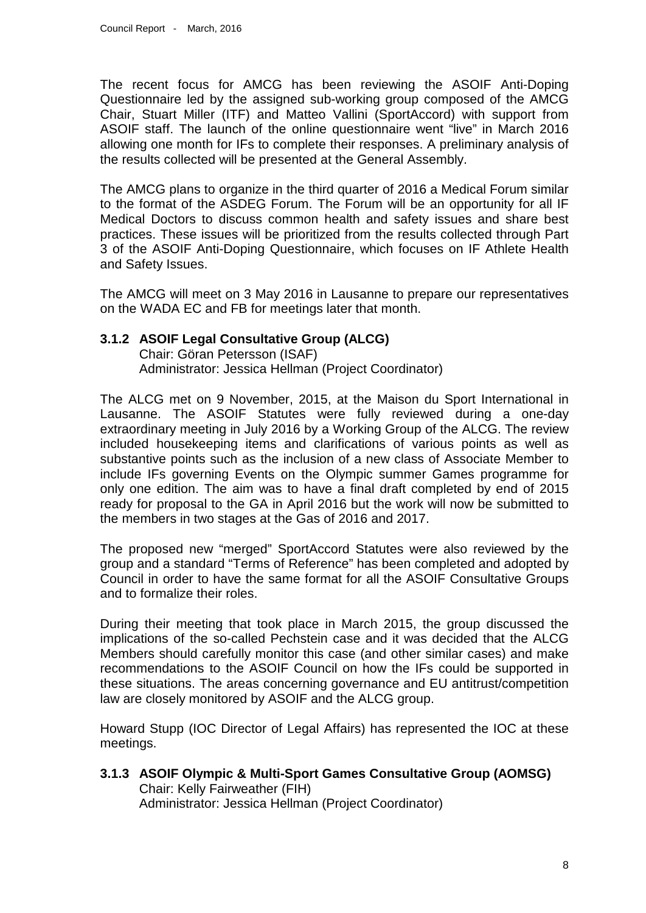The recent focus for AMCG has been reviewing the ASOIF Anti-Doping Questionnaire led by the assigned sub-working group composed of the AMCG Chair, Stuart Miller (ITF) and Matteo Vallini (SportAccord) with support from ASOIF staff. The launch of the online questionnaire went "live" in March 2016 allowing one month for IFs to complete their responses. A preliminary analysis of the results collected will be presented at the General Assembly.

The AMCG plans to organize in the third quarter of 2016 a Medical Forum similar to the format of the ASDEG Forum. The Forum will be an opportunity for all IF Medical Doctors to discuss common health and safety issues and share best practices. These issues will be prioritized from the results collected through Part 3 of the ASOIF Anti-Doping Questionnaire, which focuses on IF Athlete Health and Safety Issues.

The AMCG will meet on 3 May 2016 in Lausanne to prepare our representatives on the WADA EC and FB for meetings later that month.

### 3.1.2 ASOIF Legal Consultative Group (ALCG)

Chair: Göran Petersson (ISAF)
Administrator: Jessica Hellman (Project Coordinator)

The ALCG met on 9 November, 2015, at the Maison du Sport International in Lausanne. The ASOIF Statutes were fully reviewed during a one-day extraordinary meeting in July 2016 by a Working Group of the ALCG. The review included housekeeping items and clarifications of various points as well as substantive points such as the inclusion of a new class of Associate Member to include IFs governing Events on the Olympic summer Games programme for only one edition. The aim was to have a final draft completed by end of 2015 ready for proposal to the GA in April 2016 but the work will now be submitted to the members in two stages at the Gas of 2016 and 2017.

The proposed new "merged" SportAccord Statutes were also reviewed by the group and a standard "Terms of Reference" has been completed and adopted by Council in order to have the same format for all the ASOIF Consultative Groups and to formalize their roles.

During their meeting that took place in March 2015, the group discussed the implications of the so-called Pechstein case and it was decided that the ALCG Members should carefully monitor this case (and other similar cases) and make recommendations to the ASOIF Council on how the IFs could be supported in these situations. The areas concerning governance and EU antitrust/competition law are closely monitored by ASOIF and the ALCG group.

Howard Stupp (IOC Director of Legal Affairs) has represented the IOC at these meetings.

### 3.1.3 ASOIF Olympic & Multi-Sport Games Consultative Group (AOMSG)

Chair: Kelly Fairweather (FIH)
Administrator: Jessica Hellman (Project Coordinator)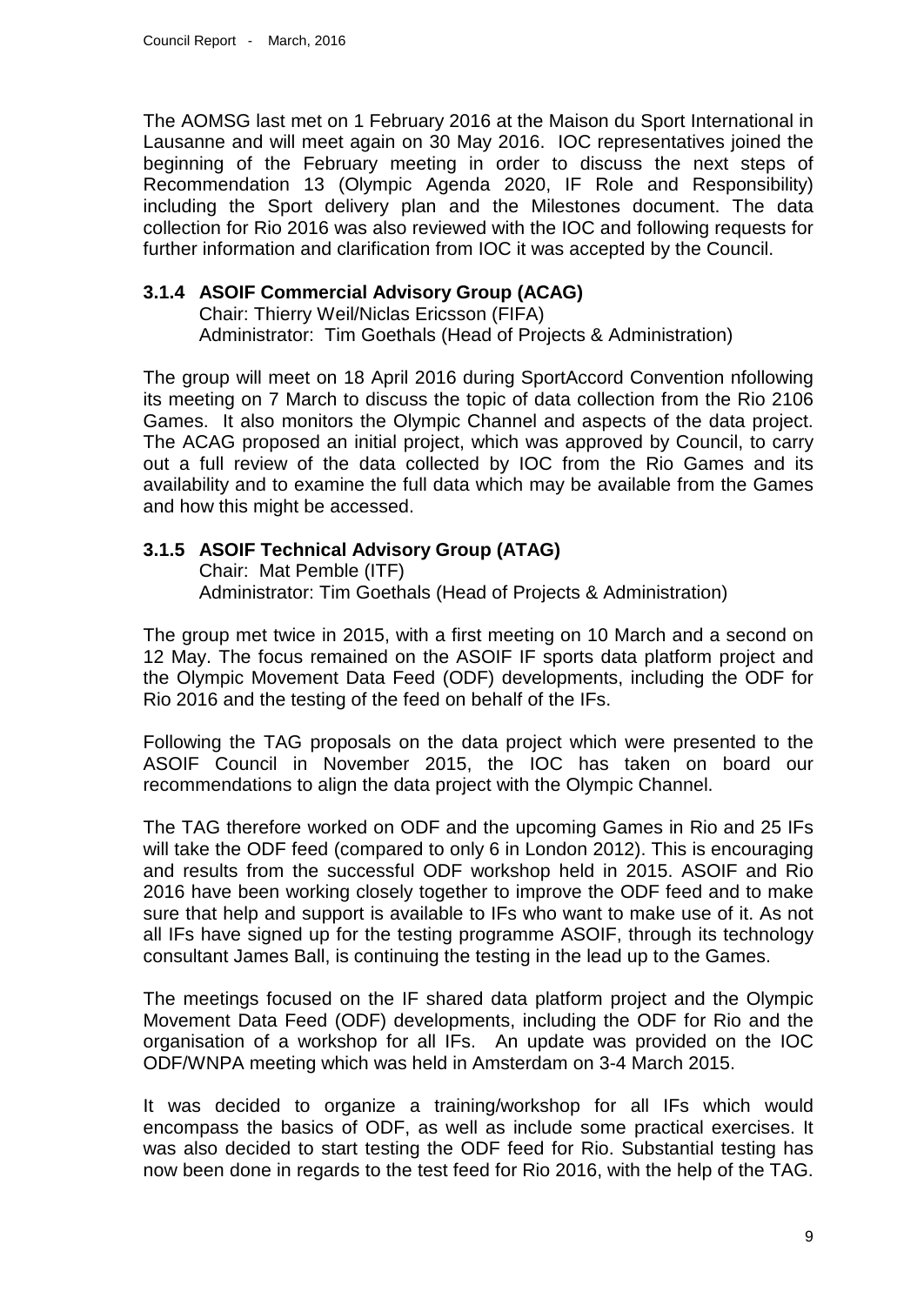The AOMSG last met on 1 February 2016 at the Maison du Sport International in Lausanne and will meet again on 30 May 2016. IOC representatives joined the beginning of the February meeting in order to discuss the next steps of Recommendation 13 (Olympic Agenda 2020, IF Role and Responsibility) including the Sport delivery plan and the Milestones document. The data collection for Rio 2016 was also reviewed with the IOC and following requests for further information and clarification from IOC it was accepted by the Council.

### 3.1.4 ASOIF Commercial Advisory Group (ACAG)

Chair: Thierry Weil/Niclas Ericsson (FIFA)
Administrator: Tim Goethals (Head of Projects & Administration)

The group will meet on 18 April 2016 during SportAccord Convention nfollowing its meeting on 7 March to discuss the topic of data collection from the Rio 2106 Games. It also monitors the Olympic Channel and aspects of the data project. The ACAG proposed an initial project, which was approved by Council, to carry out a full review of the data collected by IOC from the Rio Games and its availability and to examine the full data which may be available from the Games and how this might be accessed.

### 3.1.5 ASOIF Technical Advisory Group (ATAG)

Chair: Mat Pemble (ITF)
Administrator: Tim Goethals (Head of Projects & Administration)

The group met twice in 2015, with a first meeting on 10 March and a second on 12 May. The focus remained on the ASOIF IF sports data platform project and the Olympic Movement Data Feed (ODF) developments, including the ODF for Rio 2016 and the testing of the feed on behalf of the IFs.

Following the TAG proposals on the data project which were presented to the ASOIF Council in November 2015, the IOC has taken on board our recommendations to align the data project with the Olympic Channel.

The TAG therefore worked on ODF and the upcoming Games in Rio and 25 IFs will take the ODF feed (compared to only 6 in London 2012). This is encouraging and results from the successful ODF workshop held in 2015. ASOIF and Rio 2016 have been working closely together to improve the ODF feed and to make sure that help and support is available to IFs who want to make use of it. As not all IFs have signed up for the testing programme ASOIF, through its technology consultant James Ball, is continuing the testing in the lead up to the Games.

The meetings focused on the IF shared data platform project and the Olympic Movement Data Feed (ODF) developments, including the ODF for Rio and the organisation of a workshop for all IFs. An update was provided on the IOC ODF/WNPA meeting which was held in Amsterdam on 3-4 March 2015.

It was decided to organize a training/workshop for all IFs which would encompass the basics of ODF, as well as include some practical exercises. It was also decided to start testing the ODF feed for Rio. Substantial testing has now been done in regards to the test feed for Rio 2016, with the help of the TAG.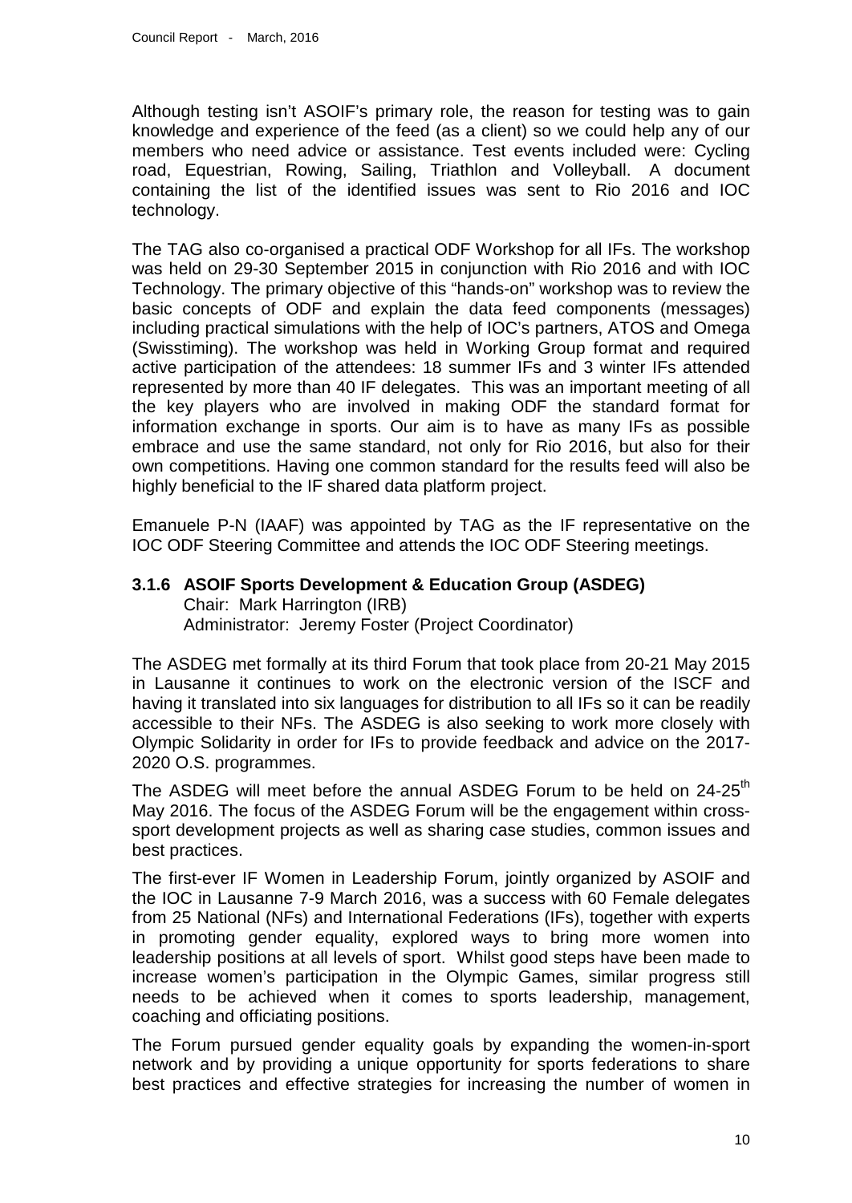Although testing isn't ASOIF's primary role, the reason for testing was to gain knowledge and experience of the feed (as a client) so we could help any of our members who need advice or assistance. Test events included were: Cycling road, Equestrian, Rowing, Sailing, Triathlon and Volleyball. A document containing the list of the identified issues was sent to Rio 2016 and IOC technology.

The TAG also co-organised a practical ODF Workshop for all IFs. The workshop was held on 29-30 September 2015 in conjunction with Rio 2016 and with IOC Technology. The primary objective of this "hands-on" workshop was to review the basic concepts of ODF and explain the data feed components (messages) including practical simulations with the help of IOC's partners, ATOS and Omega (Swisstiming). The workshop was held in Working Group format and required active participation of the attendees: 18 summer IFs and 3 winter IFs attended represented by more than 40 IF delegates. This was an important meeting of all the key players who are involved in making ODF the standard format for information exchange in sports. Our aim is to have as many IFs as possible embrace and use the same standard, not only for Rio 2016, but also for their own competitions. Having one common standard for the results feed will also be highly beneficial to the IF shared data platform project.

Emanuele P-N (IAAF) was appointed by TAG as the IF representative on the IOC ODF Steering Committee and attends the IOC ODF Steering meetings.

### 3.1.6 ASOIF Sports Development & Education Group (ASDEG)

Chair: Mark Harrington (IRB)
Administrator: Jeremy Foster (Project Coordinator)

The ASDEG met formally at its third Forum that took place from 20-21 May 2015 in Lausanne it continues to work on the electronic version of the ISCF and having it translated into six languages for distribution to all IFs so it can be readily accessible to their NFs. The ASDEG is also seeking to work more closely with Olympic Solidarity in order for IFs to provide feedback and advice on the 2017-2020 O.S. programmes.

The ASDEG will meet before the annual ASDEG Forum to be held on 24-25th May 2016. The focus of the ASDEG Forum will be the engagement within cross-sport development projects as well as sharing case studies, common issues and best practices.

The first-ever IF Women in Leadership Forum, jointly organized by ASOIF and the IOC in Lausanne 7-9 March 2016, was a success with 60 Female delegates from 25 National (NFs) and International Federations (IFs), together with experts in promoting gender equality, explored ways to bring more women into leadership positions at all levels of sport. Whilst good steps have been made to increase women's participation in the Olympic Games, similar progress still needs to be achieved when it comes to sports leadership, management, coaching and officiating positions.

The Forum pursued gender equality goals by expanding the women-in-sport network and by providing a unique opportunity for sports federations to share best practices and effective strategies for increasing the number of women in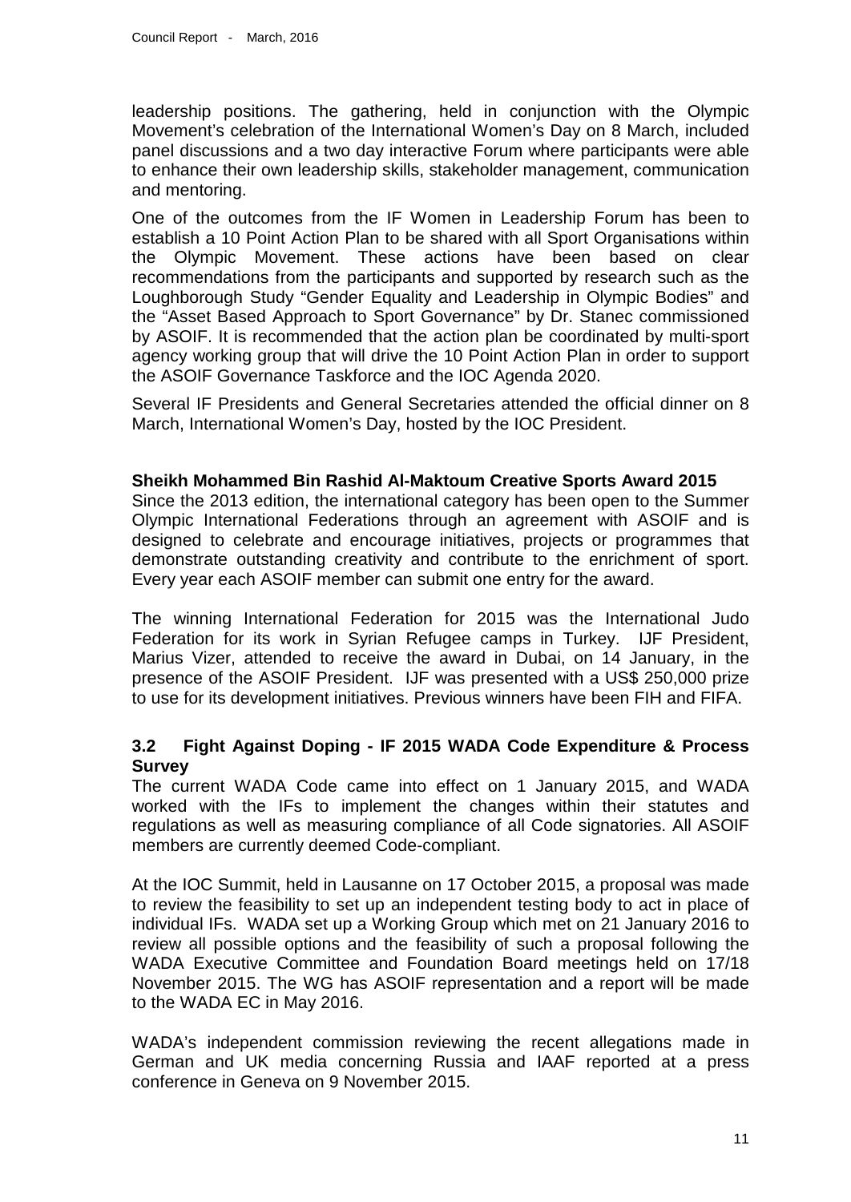leadership positions. The gathering, held in conjunction with the Olympic Movement's celebration of the International Women's Day on 8 March, included panel discussions and a two day interactive Forum where participants were able to enhance their own leadership skills, stakeholder management, communication and mentoring.

One of the outcomes from the IF Women in Leadership Forum has been to establish a 10 Point Action Plan to be shared with all Sport Organisations within the Olympic Movement. These actions have been based on clear recommendations from the participants and supported by research such as the Loughborough Study "Gender Equality and Leadership in Olympic Bodies" and the "Asset Based Approach to Sport Governance" by Dr. Stanec commissioned by ASOIF. It is recommended that the action plan be coordinated by multi-sport agency working group that will drive the 10 Point Action Plan in order to support the ASOIF Governance Taskforce and the IOC Agenda 2020.

Several IF Presidents and General Secretaries attended the official dinner on 8 March, International Women's Day, hosted by the IOC President.

**Sheikh Mohammed Bin Rashid Al-Maktoum Creative Sports Award 2015**

Since the 2013 edition, the international category has been open to the Summer Olympic International Federations through an agreement with ASOIF and is designed to celebrate and encourage initiatives, projects or programmes that demonstrate outstanding creativity and contribute to the enrichment of sport. Every year each ASOIF member can submit one entry for the award.

The winning International Federation for 2015 was the International Judo Federation for its work in Syrian Refugee camps in Turkey. IJF President, Marius Vizer, attended to receive the award in Dubai, on 14 January, in the presence of the ASOIF President. IJF was presented with a US$ 250,000 prize to use for its development initiatives. Previous winners have been FIH and FIFA.

### 3.2 Fight Against Doping - IF 2015 WADA Code Expenditure & Process Survey

The current WADA Code came into effect on 1 January 2015, and WADA worked with the IFs to implement the changes within their statutes and regulations as well as measuring compliance of all Code signatories. All ASOIF members are currently deemed Code-compliant.

At the IOC Summit, held in Lausanne on 17 October 2015, a proposal was made to review the feasibility to set up an independent testing body to act in place of individual IFs. WADA set up a Working Group which met on 21 January 2016 to review all possible options and the feasibility of such a proposal following the WADA Executive Committee and Foundation Board meetings held on 17/18 November 2015. The WG has ASOIF representation and a report will be made to the WADA EC in May 2016.

WADA's independent commission reviewing the recent allegations made in German and UK media concerning Russia and IAAF reported at a press conference in Geneva on 9 November 2015.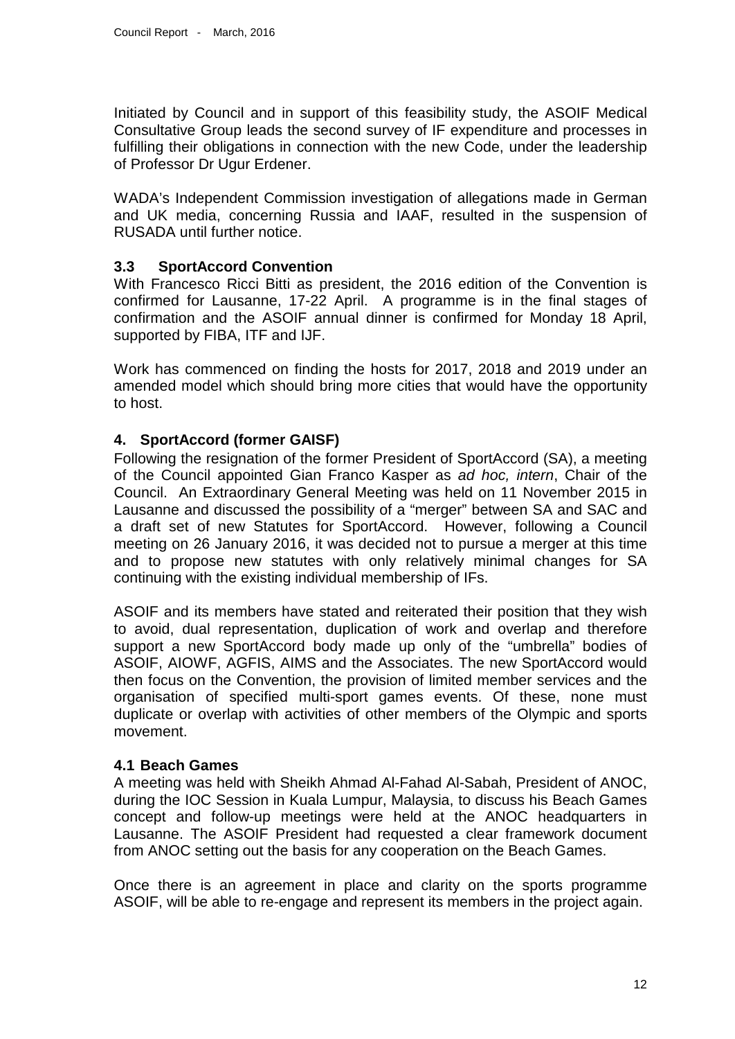Initiated by Council and in support of this feasibility study, the ASOIF Medical Consultative Group leads the second survey of IF expenditure and processes in fulfilling their obligations in connection with the new Code, under the leadership of Professor Dr Ugur Erdener.

WADA's Independent Commission investigation of allegations made in German and UK media, concerning Russia and IAAF, resulted in the suspension of RUSADA until further notice.

### 3.3 SportAccord Convention

With Francesco Ricci Bitti as president, the 2016 edition of the Convention is confirmed for Lausanne, 17-22 April. A programme is in the final stages of confirmation and the ASOIF annual dinner is confirmed for Monday 18 April, supported by FIBA, ITF and IJF.

Work has commenced on finding the hosts for 2017, 2018 and 2019 under an amended model which should bring more cities that would have the opportunity to host.

## 4. SportAccord (former GAISF)

Following the resignation of the former President of SportAccord (SA), a meeting of the Council appointed Gian Franco Kasper as *ad hoc, intern*, Chair of the Council. An Extraordinary General Meeting was held on 11 November 2015 in Lausanne and discussed the possibility of a "merger" between SA and SAC and a draft set of new Statutes for SportAccord. However, following a Council meeting on 26 January 2016, it was decided not to pursue a merger at this time and to propose new statutes with only relatively minimal changes for SA continuing with the existing individual membership of IFs.

ASOIF and its members have stated and reiterated their position that they wish to avoid, dual representation, duplication of work and overlap and therefore support a new SportAccord body made up only of the "umbrella" bodies of ASOIF, AIOWF, AGFIS, AIMS and the Associates. The new SportAccord would then focus on the Convention, the provision of limited member services and the organisation of specified multi-sport games events. Of these, none must duplicate or overlap with activities of other members of the Olympic and sports movement.

### 4.1 Beach Games

A meeting was held with Sheikh Ahmad Al-Fahad Al-Sabah, President of ANOC, during the IOC Session in Kuala Lumpur, Malaysia, to discuss his Beach Games concept and follow-up meetings were held at the ANOC headquarters in Lausanne. The ASOIF President had requested a clear framework document from ANOC setting out the basis for any cooperation on the Beach Games.

Once there is an agreement in place and clarity on the sports programme ASOIF, will be able to re-engage and represent its members in the project again.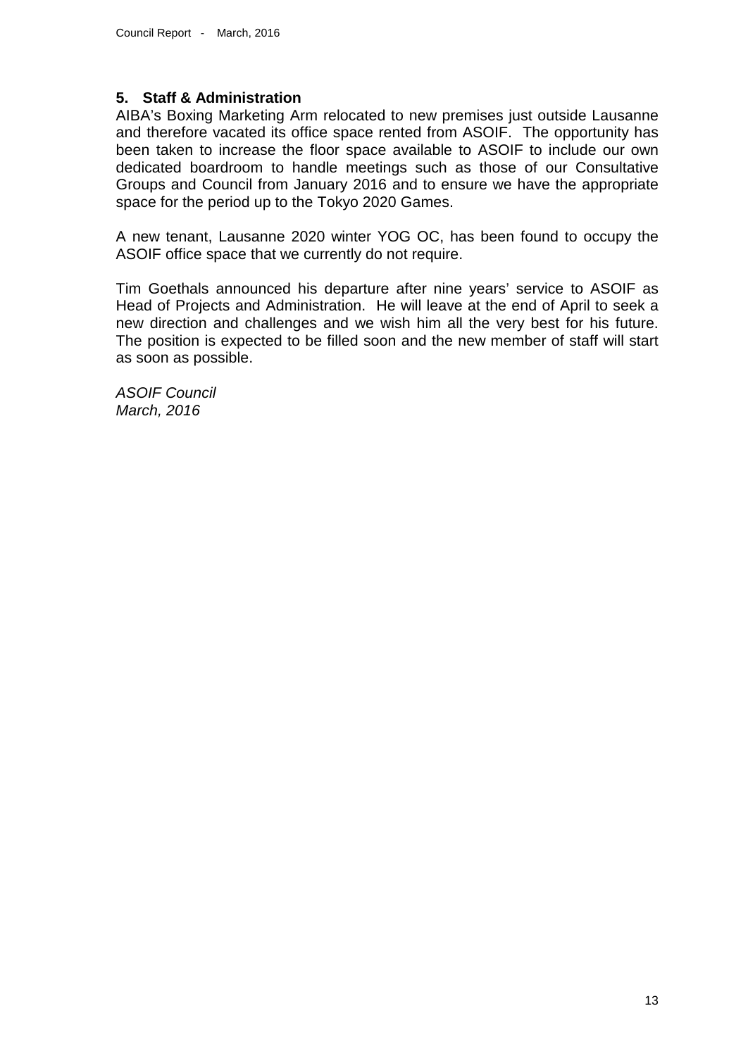## 5. Staff & Administration

AIBA's Boxing Marketing Arm relocated to new premises just outside Lausanne and therefore vacated its office space rented from ASOIF. The opportunity has been taken to increase the floor space available to ASOIF to include our own dedicated boardroom to handle meetings such as those of our Consultative Groups and Council from January 2016 and to ensure we have the appropriate space for the period up to the Tokyo 2020 Games.

A new tenant, Lausanne 2020 winter YOG OC, has been found to occupy the ASOIF office space that we currently do not require.

Tim Goethals announced his departure after nine years' service to ASOIF as Head of Projects and Administration. He will leave at the end of April to seek a new direction and challenges and we wish him all the very best for his future. The position is expected to be filled soon and the new member of staff will start as soon as possible.

*ASOIF Council*
*March, 2016*